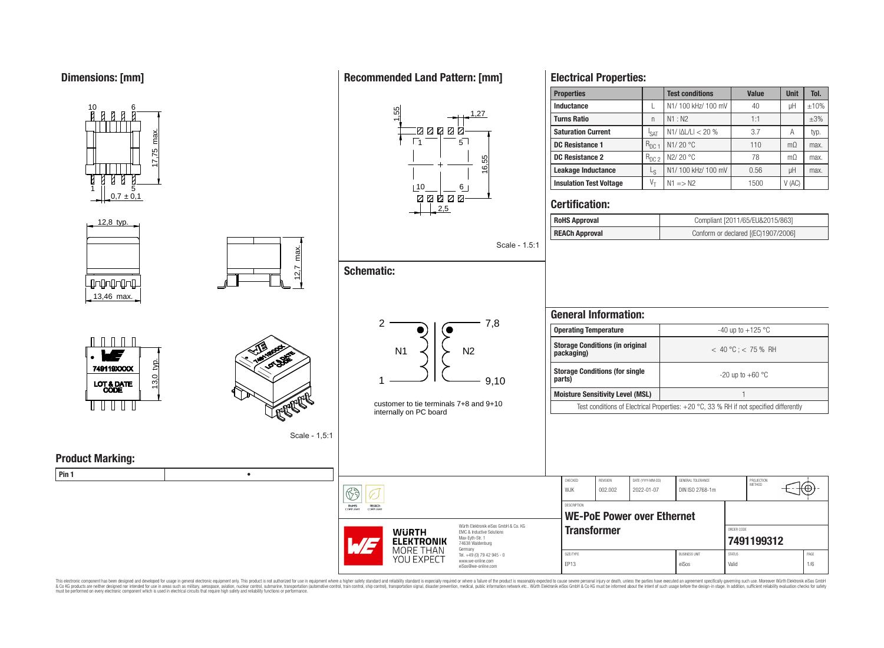## Dimensions: [mm]

10 6

17,75 max.

1 5

0,7 ± 0,1

12,8 typ.

12,7 max.

13,46 max.

749119XXXX

LOT & DATE CODE

13,0 typ.

Scale - 1,5:1

## Product Marking:

| Pin 1 | • |
|---|---|

## Recommended Land Pattern: [mm]

1,55

1,27

1 5

16,55

10 6

2,5

Scale - 1.5:1

## Schematic:

2 — N1 — 1

7,8 — N2 — 9,10

customer to tie terminals 7+8 and 9+10 internally on PC board

## Electrical Properties:

| Properties | | Test conditions | Value | Unit | Tol. |
|---|---|---|---|---|---|
| Inductance | L | N1/ 100 kHz/ 100 mV | 40 | µH | ±10% |
| Turns Ratio | n | N1 : N2 | 1:1 | | ±3% |
| Saturation Current | $I_{SAT}$ | N1/ \|ΔL/L\| < 20 % | 3.7 | A | typ. |
| DC Resistance 1 | $R_{DC\,1}$ | N1/ 20 °C | 110 | mΩ | max. |
| DC Resistance 2 | $R_{DC\,2}$ | N2/ 20 °C | 78 | mΩ | max. |
| Leakage Inductance | $L_S$ | N1/ 100 kHz/ 100 mV | 0.56 | µH | max. |
| Insulation Test Voltage | $V_T$ | N1 => N2 | 1500 | V (AC) | |

## Certification:

| RoHS Approval | Compliant [2011/65/EU&2015/863] |
|---|---|
| REACh Approval | Conform or declared [(EC)1907/2006] |

## General Information:

| Operating Temperature | -40 up to +125 °C |
|---|---|
| Storage Conditions (in original packaging) | < 40 °C ; < 75 % RH |
| Storage Conditions (for single parts) | -20 up to +60 °C |
| Moisture Sensitivity Level (MSL) | 1 |

Test conditions of Electrical Properties: +20 °C, 33 % RH if not specified differently

| CHECKED | REVISION | DATE (YYYY-MM-DD) | GENERAL TOLERANCE | PROJECTION METHOD |
|---|---|---|---|---|
| WJK | 002.002 | 2022-01-07 | DIN ISO 2768-1m | |

DESCRIPTION

**WE-PoE Power over Ethernet Transformer**

ORDER CODE: **7491199312**

| SIZE/TYPE | BUSINESS UNIT | STATUS | PAGE |
|---|---|---|---|
| EP13 | eiSos | Valid | 1/6 |

Würth Elektronik eiSos GmbH & Co. KG
EMC & Inductive Solutions
Max-Eyth-Str. 1
74638 Waldenburg
Germany
Tel. +49 (0) 79 42 945 - 0
www.we-online.com
eiSos@we-online.com

WÜRTH ELEKTRONIK MORE THAN YOU EXPECT

This electronic component has been designed and developed for usage in general electronic equipment only. This product is not authorized for use in equipment where a higher safety standard and reliability standard is especially required or where a failure of the product is reasonably expected to cause severe personal injury or death, unless the parties have executed an agreement specifically governing such use. Moreover Würth Elektronik eiSos GmbH & Co KG products are neither designed nor intended for use in areas such as military, aerospace, aviation, nuclear control, submarine, transportation (automotive control, train control, ship control), transportation signal, disaster prevention, medical, public information network etc.. Würth Elektronik eiSos GmbH & Co KG must be informed about the intent of such usage before the design-in stage. In addition, sufficient reliability evaluation checks for safety must be performed on every electronic component which is used in electrical circuits that require high safety and reliability functions or performance.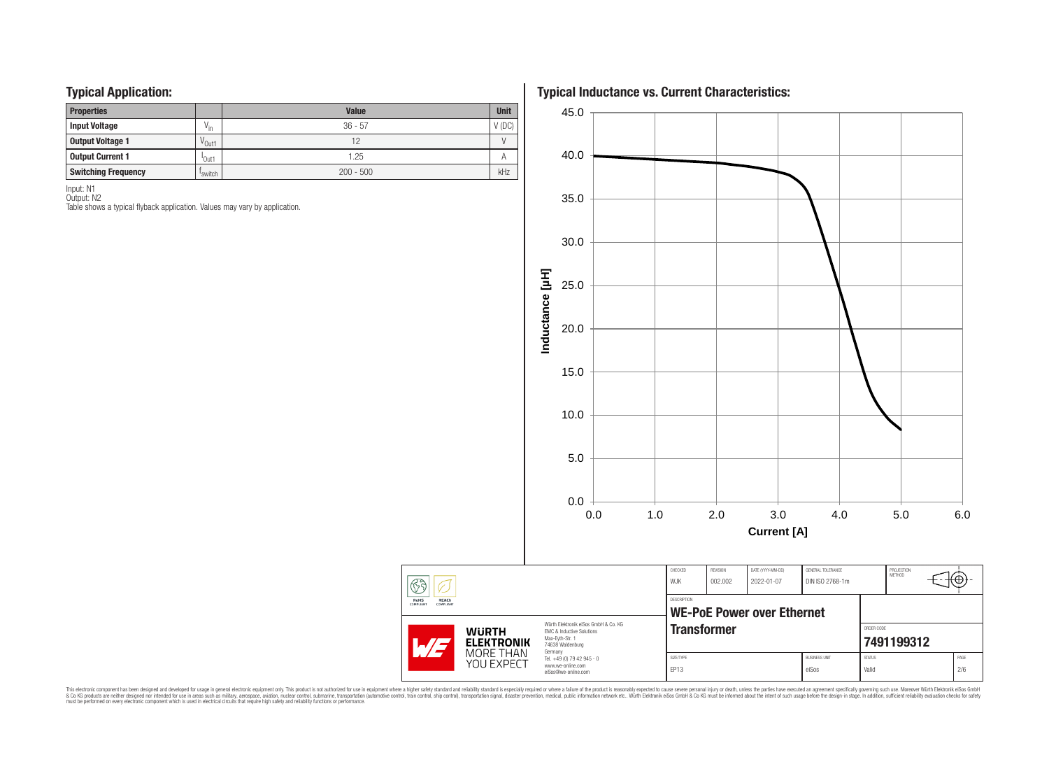## Typical Application:

| Properties | | Value | Unit |
|---|---|---|---|
| Input Voltage | $V_{in}$ | 36 - 57 | V (DC) |
| Output Voltage 1 | $V_{Out1}$ | 12 | V |
| Output Current 1 | $I_{Out1}$ | 1.25 | A |
| Switching Frequency | $f_{switch}$ | 200 - 500 | kHz |

Input: N1
Output: N2
Table shows a typical flyback application. Values may vary by application.

## Typical Inductance vs. Current Characteristics:

Inductance [µH] vs. Current [A]

| CHECKED | REVISION | DATE (YYYY-MM-DD) | GENERAL TOLERANCE | PROJECTION METHOD |
|---|---|---|---|---|
| WJK | 002.002 | 2022-01-07 | DIN ISO 2768-1m | |

DESCRIPTION
**WE-PoE Power over Ethernet Transformer**

ORDER CODE
**7491199312**

| SIZE/TYPE | BUSINESS UNIT | STATUS |
|---|---|---|
| EP13 | eiSos | Valid |

Würth Elektronik eiSos GmbH & Co. KG
EMC & Inductive Solutions
Max-Eyth-Str. 1
74638 Waldenburg
Germany
Tel. +49 (0) 79 42 945 - 0
www.we-online.com
eiSos@we-online.com

This electronic component has been designed and developed for usage in general electronic equipment only. This product is not authorized for use in equipment where a higher safety standard and reliability standard is especially required or where a failure of the product is reasonably expected to cause severe personal injury or death, unless the parties have executed an agreement specifically governing such use. Moreover Würth Elektronik eiSos GmbH & Co KG products are neither designed nor intended for use in areas such as military, aerospace, aviation, nuclear control, submarine, transportation (automotive control, train control, ship control), transportation signal, disaster prevention, medical, public information network etc.. Würth Elektronik eiSos GmbH & Co KG must be informed about the intent of such usage before the design-in stage. In addition, sufficient reliability evaluation checks for safety must be performed on every electronic component which is used in electrical circuits that require high safety and reliability functions or performance.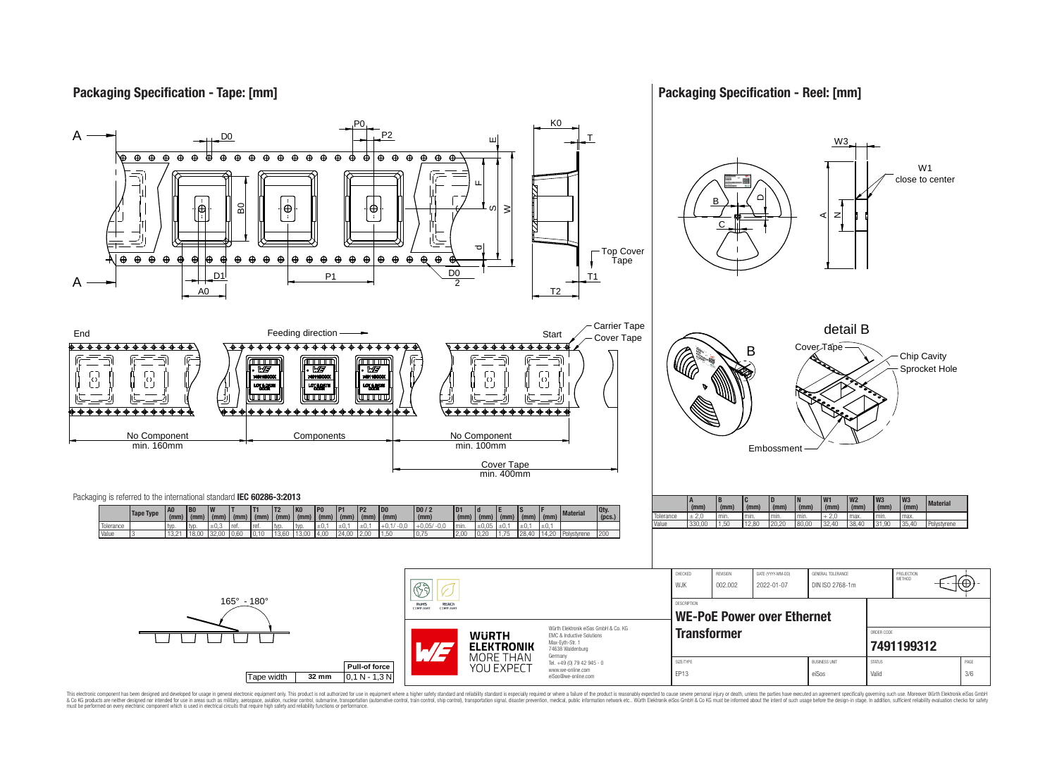## Packaging Specification - Tape: [mm]

End — Feeding direction — Start

No Component min. 160mm | Components | No Component min. 100mm

Cover Tape min. 400mm

Carrier Tape, Cover Tape, Top Cover Tape

Packaging is referred to the international standard **IEC 60286-3:2013**

| | Tape Type | A0 (mm) | B0 (mm) | W (mm) | T (mm) | T1 (mm) | T2 (mm) | K0 (mm) | P0 (mm) | P1 (mm) | P2 (mm) | D0 (mm) | D0 / 2 (mm) | D1 (mm) | d (mm) | E (mm) | S (mm) | F (mm) | Material | Qty. (pcs.) |
|---|---|---|---|---|---|---|---|---|---|---|---|---|---|---|---|---|---|---|---|---|
| Tolerance | | typ. | typ. | ±0,3 | ref. | ref. | typ. | typ. | ±0,1 | ±0,1 | ±0,1 | +0,1/ -0,0 | +0,05/ -0,0 | min. | ±0,05 | ±0,1 | ±0,1 | ±0,1 | | |
| Value | 3 | 13,21 | 18,00 | 32,00 | 0,60 | 0,10 | 13,60 | 13,00 | 4,00 | 24,00 | 2,00 | 1,50 | 0,75 | 2,00 | 0,20 | 1,75 | 28,40 | 14,20 | Polystyrene | 200 |

165° - 180°

| Tape width | | Pull-of force |
|---|---|---|
| | 32 mm | 0,1 N - 1,3 N |

## Packaging Specification - Reel: [mm]

W1 close to center

detail B

Cover Tape, Chip Cavity, Sprocket Hole, Embossment

| | A (mm) | B (mm) | C (mm) | D (mm) | N (mm) | W1 (mm) | W2 (mm) | W3 (mm) | W3 (mm) | Material |
|---|---|---|---|---|---|---|---|---|---|---|
| Tolerance | ± 2,0 | min. | min. | min. | min. | + 2,0 | max. | min. | max. | |
| Value | 330,00 | 1,50 | 12,80 | 20,20 | 80,00 | 32,40 | 38,40 | 31,90 | 35,40 | Polystyrene |

| CHECKED | REVISION | DATE (YYYY-MM-DD) | GENERAL TOLERANCE | PROJECTION METHOD |
|---|---|---|---|---|
| WJK | 002.002 | 2022-01-07 | DIN ISO 2768-1m | |

DESCRIPTION: **WE-PoE Power over Ethernet Transformer**

ORDER CODE: **7491199312**

| SIZE/TYPE | BUSINESS UNIT | STATUS | PAGE |
|---|---|---|---|
| EP13 | eiSos | Valid | 3/6 |

RoHS COMPLIANT, REACh COMPLIANT

WÜRTH ELEKTRONIK MORE THAN YOU EXPECT

Würth Elektronik eiSos GmbH & Co. KG
EMC & Inductive Solutions
Max-Eyth-Str. 1
74638 Waldenburg
Germany
Tel. +49 (0) 79 42 945 - 0
www.we-online.com
eiSos@we-online.com

This electronic component has been designed and developed for usage in general electronic equipment only. This product is not authorized for use in equipment where a higher safety standard and reliability standard is especially required or where a failure of the product is reasonably expected to cause severe personal injury or death, unless the parties have executed an agreement specifically governing such use. Moreover Würth Elektronik eiSos GmbH & Co KG products are neither designed nor intended for use in areas such as military, aerospace, aviation, nuclear control, submarine, transportation (automotive control, train control, ship control), transportation signal, disaster prevention, medical, public information network etc.. Würth Elektronik eiSos GmbH & Co KG must be informed about the intent of such usage before the design-in stage. In addition, sufficient reliability evaluation checks for safety must be performed on every electronic component which is used in electrical circuits that require high safety and reliability functions or performance.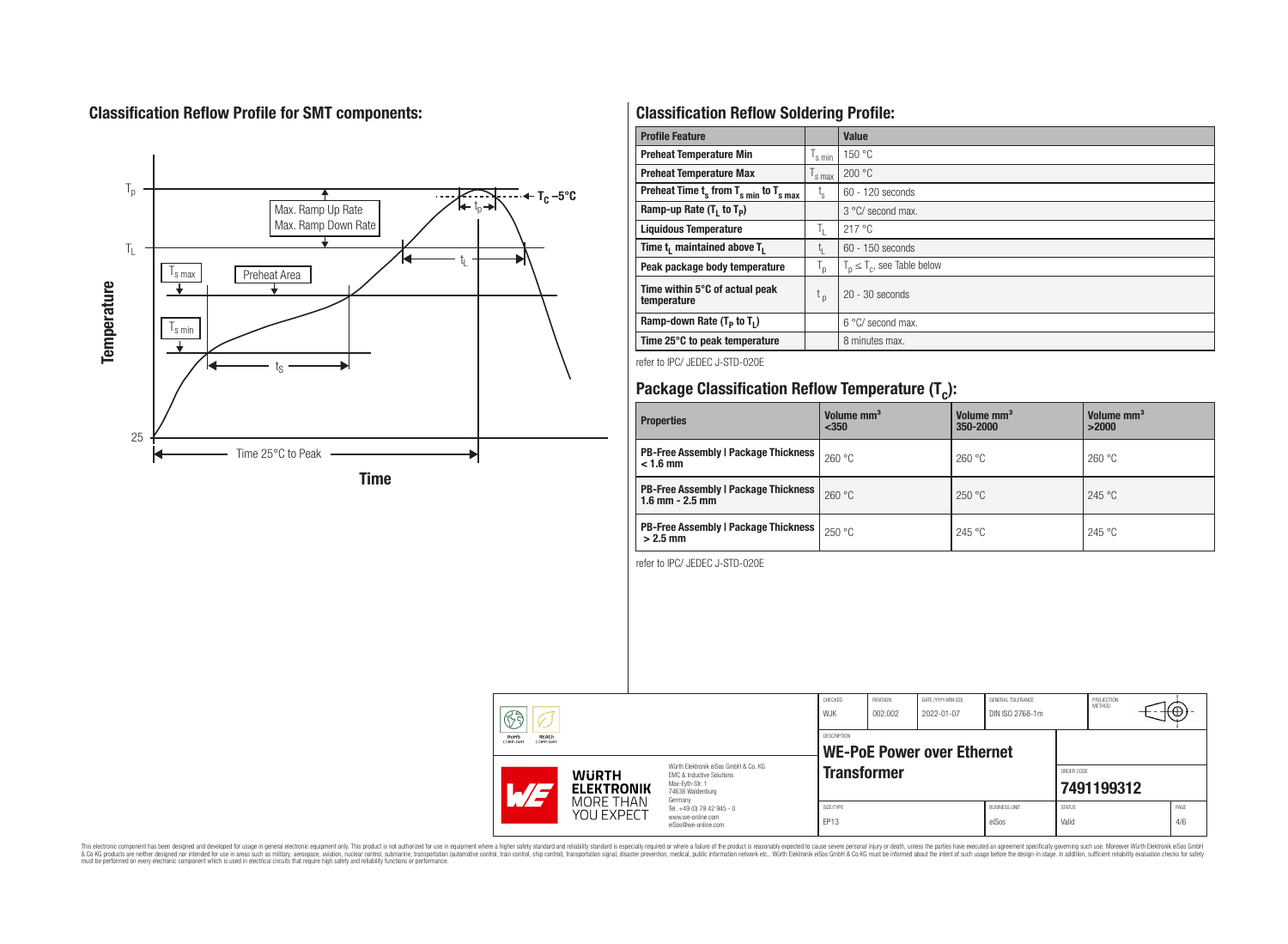## Classification Reflow Profile for SMT components:

## Classification Reflow Soldering Profile:

| Profile Feature | | Value |
|---|---|---|
| Preheat Temperature Min | $T_{s\,min}$ | 150 °C |
| Preheat Temperature Max | $T_{s\,max}$ | 200 °C |
| Preheat Time $t_s$ from $T_{s\,min}$ to $T_{s\,max}$ | $t_s$ | 60 - 120 seconds |
| Ramp-up Rate ($T_L$ to $T_P$) | | 3 °C/ second max. |
| Liquidous Temperature | $T_L$ | 217 °C |
| Time $t_L$ maintained above $T_L$ | $t_L$ | 60 - 150 seconds |
| Peak package body temperature | $T_p$ | $T_p \leq T_c$, see Table below |
| Time within 5°C of actual peak temperature | $t_p$ | 20 - 30 seconds |
| Ramp-down Rate ($T_P$ to $T_L$) | | 6 °C/ second max. |
| Time 25°C to peak temperature | | 8 minutes max. |

refer to IPC/ JEDEC J-STD-020E

## Package Classification Reflow Temperature ($T_c$):

| Properties | Volume mm³ <350 | Volume mm³ 350-2000 | Volume mm³ >2000 |
|---|---|---|---|
| PB-Free Assembly \| Package Thickness < 1.6 mm | 260 °C | 260 °C | 260 °C |
| PB-Free Assembly \| Package Thickness 1.6 mm - 2.5 mm | 260 °C | 250 °C | 245 °C |
| PB-Free Assembly \| Package Thickness > 2.5 mm | 250 °C | 245 °C | 245 °C |

refer to IPC/ JEDEC J-STD-020E

| CHECKED | REVISION | DATE (YYYY-MM-DD) | GENERAL TOLERANCE | PROJECTION METHOD |
|---|---|---|---|---|
| WJK | 002.002 | 2022-01-07 | DIN ISO 2768-1m | |

DESCRIPTION: **WE-PoE Power over Ethernet Transformer**

ORDER CODE: **7491199312**

| SIZE/TYPE | BUSINESS UNIT | STATUS | PAGE |
|---|---|---|---|
| EP13 | eiSos | Valid | 4/6 |

Würth Elektronik eiSos GmbH & Co. KG
EMC & Inductive Solutions
Max-Eyth-Str. 1
74638 Waldenburg
Germany
Tel. +49 (0) 79 42 945 - 0
www.we-online.com
eiSos@we-online.com

This electronic component has been designed and developed for usage in general electronic equipment only. This product is not authorized for use in equipment where a higher safety standard and reliability standard is especially required or where a failure of the product is reasonably expected to cause severe personal injury or death, unless the parties have executed an agreement specifically governing such use. Moreover Würth Elektronik eiSos GmbH & Co KG products are neither designed nor intended for use in areas such as military, aerospace, aviation, nuclear control, submarine, transportation (automotive control, train control, ship control), transportation signal, disaster prevention, medical, public information network etc.. Würth Elektronik eiSos GmbH & Co KG must be informed about the intent of such usage before the design-in stage. In addition, sufficient reliability evaluation checks for safety must be performed on every electronic component which is used in electrical circuits that require high safety and reliability functions or performance.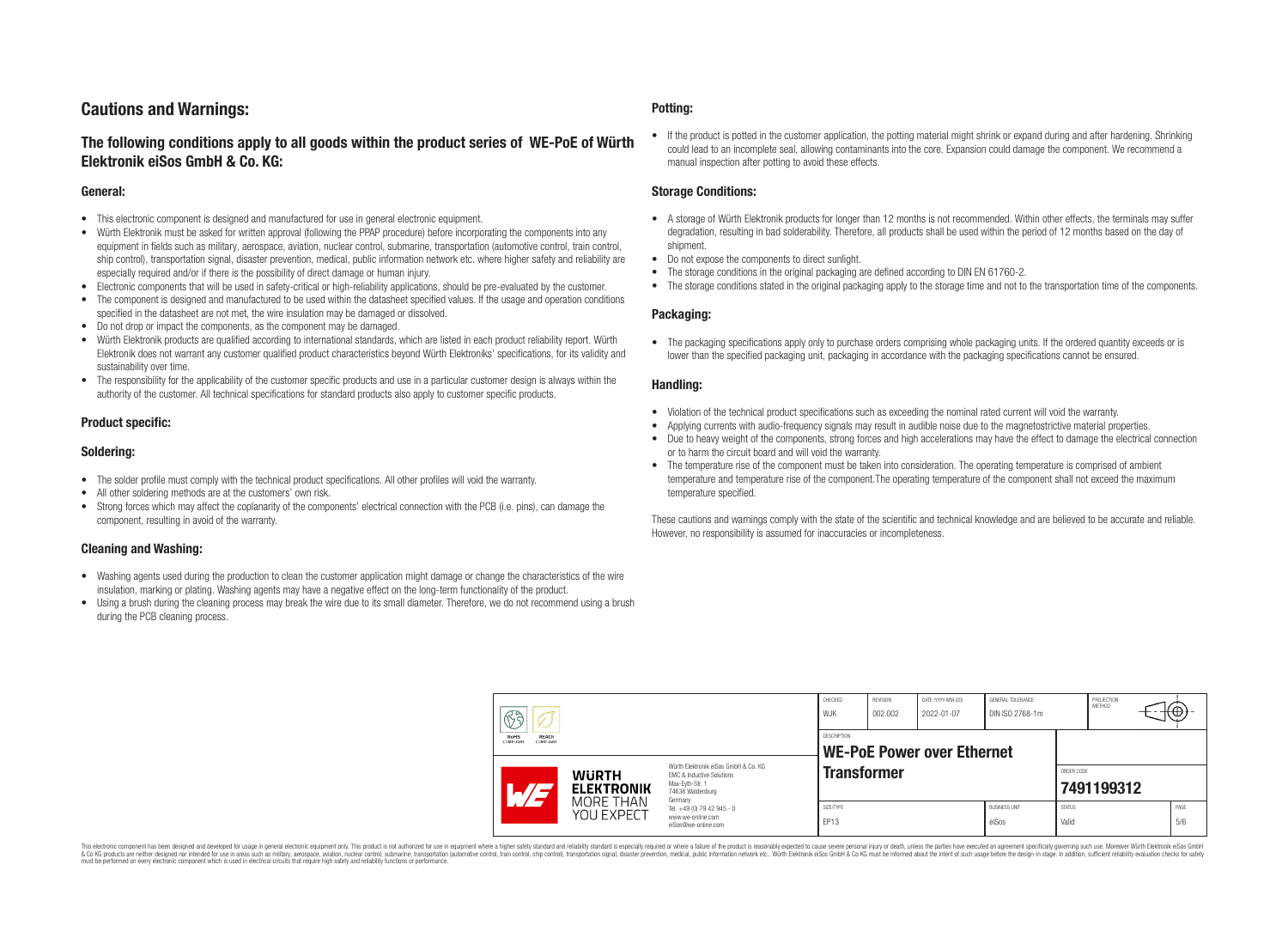## Cautions and Warnings:

### The following conditions apply to all goods within the product series of WE-PoE of Würth Elektronik eiSos GmbH & Co. KG:

#### General:

- This electronic component is designed and manufactured for use in general electronic equipment.
- Würth Elektronik must be asked for written approval (following the PPAP procedure) before incorporating the components into any equipment in fields such as military, aerospace, aviation, nuclear control, submarine, transportation (automotive control, train control, ship control), transportation signal, disaster prevention, medical, public information network etc. where higher safety and reliability are especially required and/or if there is the possibility of direct damage or human injury.
- Electronic components that will be used in safety-critical or high-reliability applications, should be pre-evaluated by the customer.
- The component is designed and manufactured to be used within the datasheet specified values. If the usage and operation conditions specified in the datasheet are not met, the wire insulation may be damaged or dissolved.
- Do not drop or impact the components, as the component may be damaged.
- Würth Elektronik products are qualified according to international standards, which are listed in each product reliability report. Würth Elektronik does not warrant any customer qualified product characteristics beyond Würth Elektroniks' specifications, for its validity and sustainability over time.
- The responsibility for the applicability of the customer specific products and use in a particular customer design is always within the authority of the customer. All technical specifications for standard products also apply to customer specific products.

#### Product specific:

#### Soldering:

- The solder profile must comply with the technical product specifications. All other profiles will void the warranty.
- All other soldering methods are at the customers' own risk.
- Strong forces which may affect the coplanarity of the components' electrical connection with the PCB (i.e. pins), can damage the component, resulting in avoid of the warranty.

#### Cleaning and Washing:

- Washing agents used during the production to clean the customer application might damage or change the characteristics of the wire insulation, marking or plating. Washing agents may have a negative effect on the long-term functionality of the product.
- Using a brush during the cleaning process may break the wire due to its small diameter. Therefore, we do not recommend using a brush during the PCB cleaning process.

#### Potting:

- If the product is potted in the customer application, the potting material might shrink or expand during and after hardening. Shrinking could lead to an incomplete seal, allowing contaminants into the core. Expansion could damage the component. We recommend a manual inspection after potting to avoid these effects.

#### Storage Conditions:

- A storage of Würth Elektronik products for longer than 12 months is not recommended. Within other effects, the terminals may suffer degradation, resulting in bad solderability. Therefore, all products shall be used within the period of 12 months based on the day of shipment.
- Do not expose the components to direct sunlight.
- The storage conditions in the original packaging are defined according to DIN EN 61760-2.
- The storage conditions stated in the original packaging apply to the storage time and not to the transportation time of the components.

#### Packaging:

- The packaging specifications apply only to purchase orders comprising whole packaging units. If the ordered quantity exceeds or is lower than the specified packaging unit, packaging in accordance with the packaging specifications cannot be ensured.

#### Handling:

- Violation of the technical product specifications such as exceeding the nominal rated current will void the warranty.
- Applying currents with audio-frequency signals may result in audible noise due to the magnetostrictive material properties.
- Due to heavy weight of the components, strong forces and high accelerations may have the effect to damage the electrical connection or to harm the circuit board and will void the warranty.
- The temperature rise of the component must be taken into consideration. The operating temperature is comprised of ambient temperature and temperature rise of the component.The operating temperature of the component shall not exceed the maximum temperature specified.

These cautions and warnings comply with the state of the scientific and technical knowledge and are believed to be accurate and reliable. However, no responsibility is assumed for inaccuracies or incompleteness.

| CHECKED | REVISION | DATE (YYYY-MM-DD) | GENERAL TOLERANCE | PROJECTION METHOD |
|---|---|---|---|---|
| WJK | 002.002 | 2022-01-07 | DIN ISO 2768-1m | |

| DESCRIPTION | ORDER CODE |
|---|---|
| WE-PoE Power over Ethernet Transformer | 7491199312 |

| SIZE/TYPE | BUSINESS UNIT | STATUS | PAGE |
|---|---|---|---|
| EP13 | eiSos | Valid | 5/6 |

Würth Elektronik eiSos GmbH & Co. KG
EMC & Inductive Solutions
Max-Eyth-Str. 1
74638 Waldenburg
Germany
Tel. +49 (0) 79 42 945 - 0
www.we-online.com
eiSos@we-online.com

This electronic component has been designed and developed for usage in general electronic equipment only. This product is not authorized for use in equipment where a higher safety standard and reliability standard is especially required or where a failure of the product is reasonably expected to cause severe personal injury or death, unless the parties have executed an agreement specifically governing such use. Moreover Würth Elektronik eiSos GmbH & Co KG products are neither designed nor intended for use in areas such as military, aerospace, aviation, nuclear control, submarine, transportation (automotive control, train control, ship control), transportation signal, disaster prevention, medical, public information network etc.. Würth Elektronik eiSos GmbH & Co KG must be informed about the intent of such usage before the design-in stage. In addition, sufficient reliability evaluation checks for safety must be performed on every electronic component which is used in electrical circuits that require high safety and reliability functions or performance.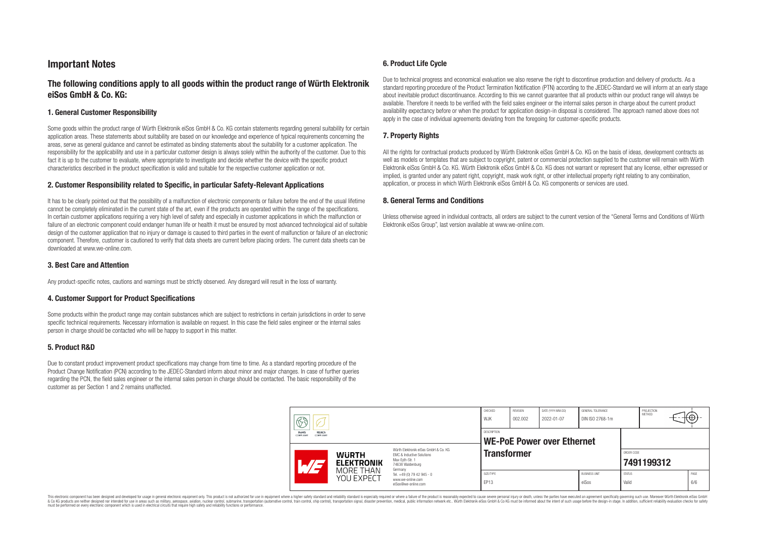# Important Notes

## The following conditions apply to all goods within the product range of Würth Elektronik eiSos GmbH & Co. KG:

### 1. General Customer Responsibility

Some goods within the product range of Würth Elektronik eiSos GmbH & Co. KG contain statements regarding general suitability for certain application areas. These statements about suitability are based on our knowledge and experience of typical requirements concerning the areas, serve as general guidance and cannot be estimated as binding statements about the suitability for a customer application. The responsibility for the applicability and use in a particular customer design is always solely within the authority of the customer. Due to this fact it is up to the customer to evaluate, where appropriate to investigate and decide whether the device with the specific product characteristics described in the product specification is valid and suitable for the respective customer application or not.

### 2. Customer Responsibility related to Specific, in particular Safety-Relevant Applications

It has to be clearly pointed out that the possibility of a malfunction of electronic components or failure before the end of the usual lifetime cannot be completely eliminated in the current state of the art, even if the products are operated within the range of the specifications. In certain customer applications requiring a very high level of safety and especially in customer applications in which the malfunction or failure of an electronic component could endanger human life or health it must be ensured by most advanced technological aid of suitable design of the customer application that no injury or damage is caused to third parties in the event of malfunction or failure of an electronic component. Therefore, customer is cautioned to verify that data sheets are current before placing orders. The current data sheets can be downloaded at www.we-online.com.

### 3. Best Care and Attention

Any product-specific notes, cautions and warnings must be strictly observed. Any disregard will result in the loss of warranty.

### 4. Customer Support for Product Specifications

Some products within the product range may contain substances which are subject to restrictions in certain jurisdictions in order to serve specific technical requirements. Necessary information is available on request. In this case the field sales engineer or the internal sales person in charge should be contacted who will be happy to support in this matter.

### 5. Product R&D

Due to constant product improvement product specifications may change from time to time. As a standard reporting procedure of the Product Change Notification (PCN) according to the JEDEC-Standard inform about minor and major changes. In case of further queries regarding the PCN, the field sales engineer or the internal sales person in charge should be contacted. The basic responsibility of the customer as per Section 1 and 2 remains unaffected.

### 6. Product Life Cycle

Due to technical progress and economical evaluation we also reserve the right to discontinue production and delivery of products. As a standard reporting procedure of the Product Termination Notification (PTN) according to the JEDEC-Standard we will inform at an early stage about inevitable product discontinuance. According to this we cannot guarantee that all products within our product range will always be available. Therefore it needs to be verified with the field sales engineer or the internal sales person in charge about the current product availability expectancy before or when the product for application design-in disposal is considered. The approach named above does not apply in the case of individual agreements deviating from the foregoing for customer-specific products.

### 7. Property Rights

All the rights for contractual products produced by Würth Elektronik eiSos GmbH & Co. KG on the basis of ideas, development contracts as well as models or templates that are subject to copyright, patent or commercial protection supplied to the customer will remain with Würth Elektronik eiSos GmbH & Co. KG. Würth Elektronik eiSos GmbH & Co. KG does not warrant or represent that any license, either expressed or implied, is granted under any patent right, copyright, mask work right, or other intellectual property right relating to any combination, application, or process in which Würth Elektronik eiSos GmbH & Co. KG components or services are used.

### 8. General Terms and Conditions

Unless otherwise agreed in individual contracts, all orders are subject to the current version of the "General Terms and Conditions of Würth Elektronik eiSos Group", last version available at www.we-online.com.

| | | | | | | |
|---|---|---|---|---|---|---|
| CHECKED WJK | REVISION 002.002 | DATE (YYYY-MM-DD) 2022-01-07 | GENERAL TOLERANCE DIN ISO 2768-1m | | PROJECTION METHOD | |
| DESCRIPTION **WE-PoE Power over Ethernet Transformer** | | | | ORDER CODE **7491199312** | | |
| SIZE/TYPE EP13 | | | BUSINESS UNIT eiSos | STATUS Valid | | PAGE 6/6 |

Würth Elektronik eiSos GmbH & Co. KG
EMC & Inductive Solutions
Max-Eyth-Str. 1
74638 Waldenburg
Germany
Tel. +49 (0) 79 42 945 - 0
www.we-online.com
eiSos@we-online.com

This electronic component has been designed and developed for usage in general electronic equipment only. This product is not authorized for use in equipment where a higher safety standard and reliability standard is especially required or where a failure of the product is reasonably expected to cause severe personal injury or death, unless the parties have executed an agreement specifically governing such use. Moreover Würth Elektronik eiSos GmbH & Co KG products are neither designed nor intended for use in areas such as military, aerospace, aviation, nuclear control, submarine, transportation (automotive control, train control, ship control), transportation signal, disaster prevention, medical, public information network etc.. Würth Elektronik eiSos GmbH & Co KG must be informed about the intent of such usage before the design-in stage. In addition, sufficient reliability evaluation checks for safety must be performed on every electronic component which is used in electrical circuits that require high safety and reliability functions or performance.